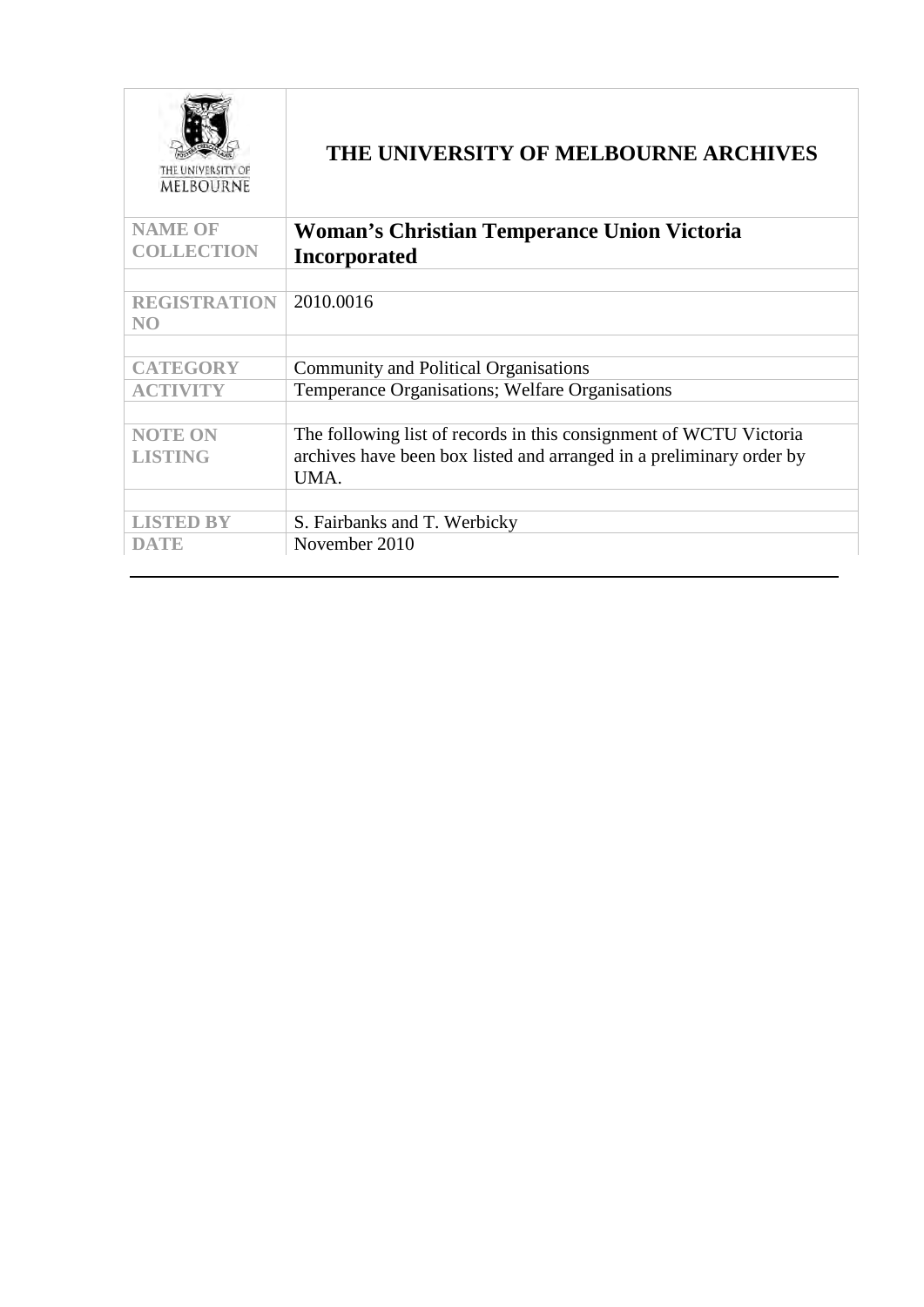| THE UNIVERSITY OF MELBOURNE | **THE UNIVERSITY OF MELBOURNE ARCHIVES** |
|---|---|
| **NAME OF COLLECTION** | **Woman's Christian Temperance Union Victoria Incorporated** |
| | |
| **REGISTRATION NO** | 2010.0016 |
| | |
| **CATEGORY** | Community and Political Organisations |
| **ACTIVITY** | Temperance Organisations; Welfare Organisations |
| | |
| **NOTE ON LISTING** | The following list of records in this consignment of WCTU Victoria archives have been box listed and arranged in a preliminary order by UMA. |
| | |
| **LISTED BY** | S. Fairbanks and T. Werbicky |
| **DATE** | November 2010 |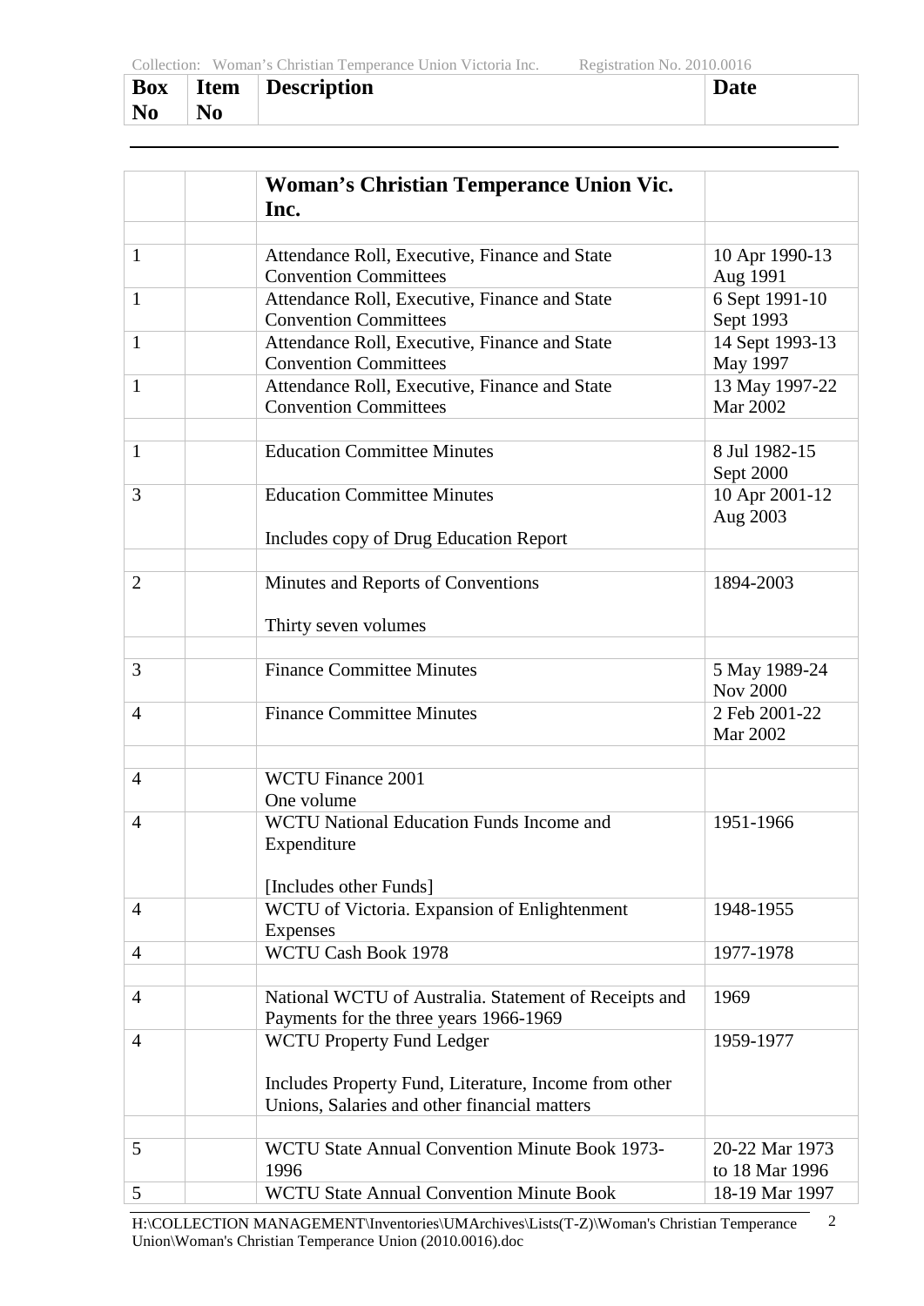| Box No | Item No | Description | Date |
|---|---|---|---|
| | | **Woman's Christian Temperance Union Vic. Inc.** | |
| | | | |
| 1 | | Attendance Roll, Executive, Finance and State Convention Committees | 10 Apr 1990-13 Aug 1991 |
| 1 | | Attendance Roll, Executive, Finance and State Convention Committees | 6 Sept 1991-10 Sept 1993 |
| 1 | | Attendance Roll, Executive, Finance and State Convention Committees | 14 Sept 1993-13 May 1997 |
| 1 | | Attendance Roll, Executive, Finance and State Convention Committees | 13 May 1997-22 Mar 2002 |
| | | | |
| 1 | | Education Committee Minutes | 8 Jul 1982-15 Sept 2000 |
| 3 | | Education Committee Minutes<br><br>Includes copy of Drug Education Report | 10 Apr 2001-12 Aug 2003 |
| | | | |
| 2 | | Minutes and Reports of Conventions<br><br>Thirty seven volumes | 1894-2003 |
| | | | |
| 3 | | Finance Committee Minutes | 5 May 1989-24 Nov 2000 |
| 4 | | Finance Committee Minutes | 2 Feb 2001-22 Mar 2002 |
| | | | |
| 4 | | WCTU Finance 2001<br>One volume | |
| 4 | | WCTU National Education Funds Income and Expenditure<br><br>[Includes other Funds] | 1951-1966 |
| 4 | | WCTU of Victoria. Expansion of Enlightenment Expenses | 1948-1955 |
| 4 | | WCTU Cash Book 1978 | 1977-1978 |
| | | | |
| 4 | | National WCTU of Australia. Statement of Receipts and Payments for the three years 1966-1969 | 1969 |
| 4 | | WCTU Property Fund Ledger<br><br>Includes Property Fund, Literature, Income from other Unions, Salaries and other financial matters | 1959-1977 |
| | | | |
| 5 | | WCTU State Annual Convention Minute Book 1973-1996 | 20-22 Mar 1973 to 18 Mar 1996 |
| 5 | | WCTU State Annual Convention Minute Book | 18-19 Mar 1997 |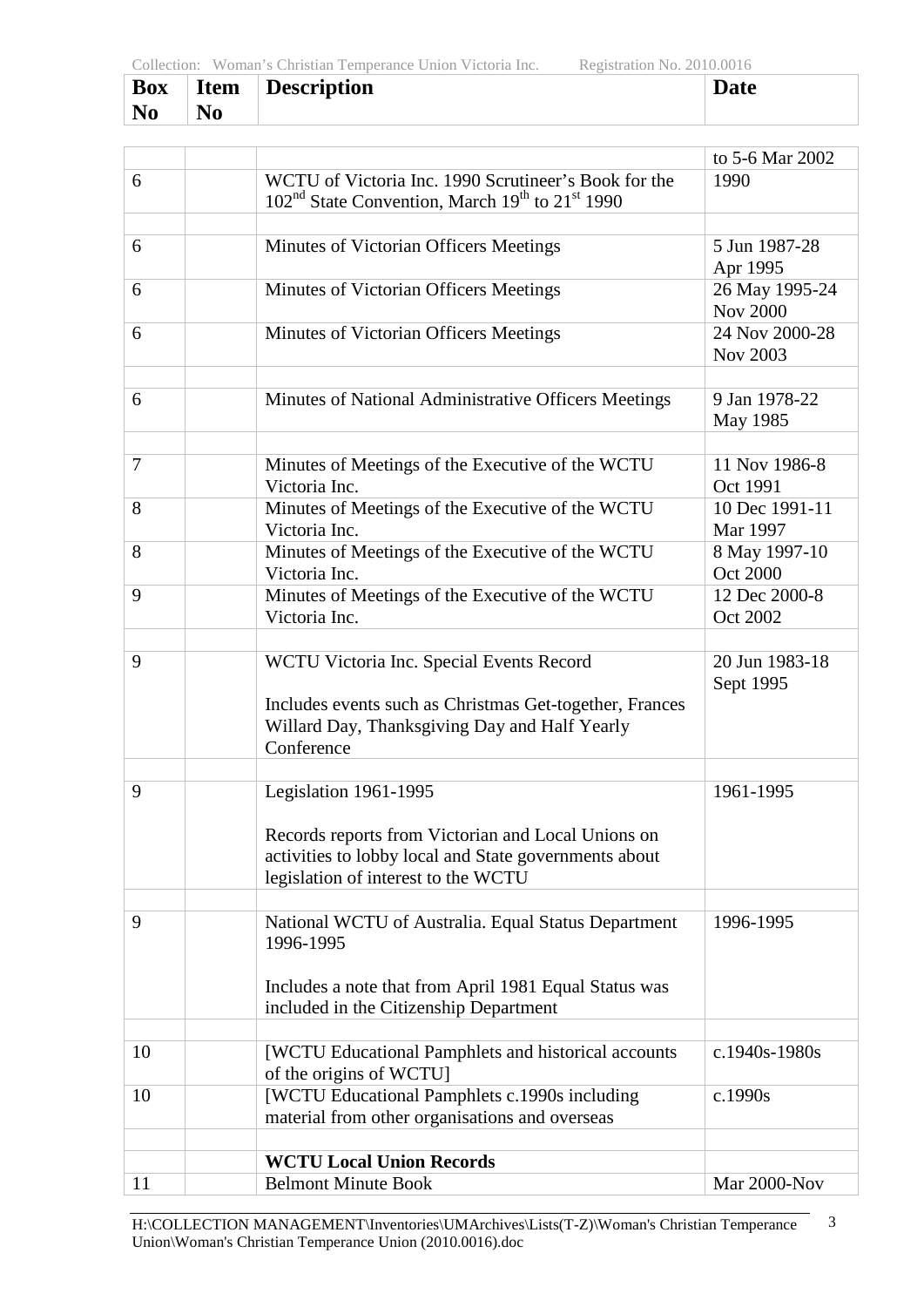| Box No | Item No | Description | Date |
|---|---|---|---|
| | | | to 5-6 Mar 2002 |
| 6 | | WCTU of Victoria Inc. 1990 Scrutineer's Book for the 102nd State Convention, March 19th to 21st 1990 | 1990 |
| | | | |
| 6 | | Minutes of Victorian Officers Meetings | 5 Jun 1987-28 Apr 1995 |
| 6 | | Minutes of Victorian Officers Meetings | 26 May 1995-24 Nov 2000 |
| 6 | | Minutes of Victorian Officers Meetings | 24 Nov 2000-28 Nov 2003 |
| | | | |
| 6 | | Minutes of National Administrative Officers Meetings | 9 Jan 1978-22 May 1985 |
| | | | |
| 7 | | Minutes of Meetings of the Executive of the WCTU Victoria Inc. | 11 Nov 1986-8 Oct 1991 |
| 8 | | Minutes of Meetings of the Executive of the WCTU Victoria Inc. | 10 Dec 1991-11 Mar 1997 |
| 8 | | Minutes of Meetings of the Executive of the WCTU Victoria Inc. | 8 May 1997-10 Oct 2000 |
| 9 | | Minutes of Meetings of the Executive of the WCTU Victoria Inc. | 12 Dec 2000-8 Oct 2002 |
| | | | |
| 9 | | WCTU Victoria Inc. Special Events Record<br><br>Includes events such as Christmas Get-together, Frances Willard Day, Thanksgiving Day and Half Yearly Conference | 20 Jun 1983-18 Sept 1995 |
| | | | |
| 9 | | Legislation 1961-1995<br><br>Records reports from Victorian and Local Unions on activities to lobby local and State governments about legislation of interest to the WCTU | 1961-1995 |
| | | | |
| 9 | | National WCTU of Australia. Equal Status Department 1996-1995<br><br>Includes a note that from April 1981 Equal Status was included in the Citizenship Department | 1996-1995 |
| | | | |
| 10 | | [WCTU Educational Pamphlets and historical accounts of the origins of WCTU] | c.1940s-1980s |
| 10 | | [WCTU Educational Pamphlets c.1990s including material from other organisations and overseas | c.1990s |
| | | | |
| | | **WCTU Local Union Records** | |
| 11 | | Belmont Minute Book | Mar 2000-Nov |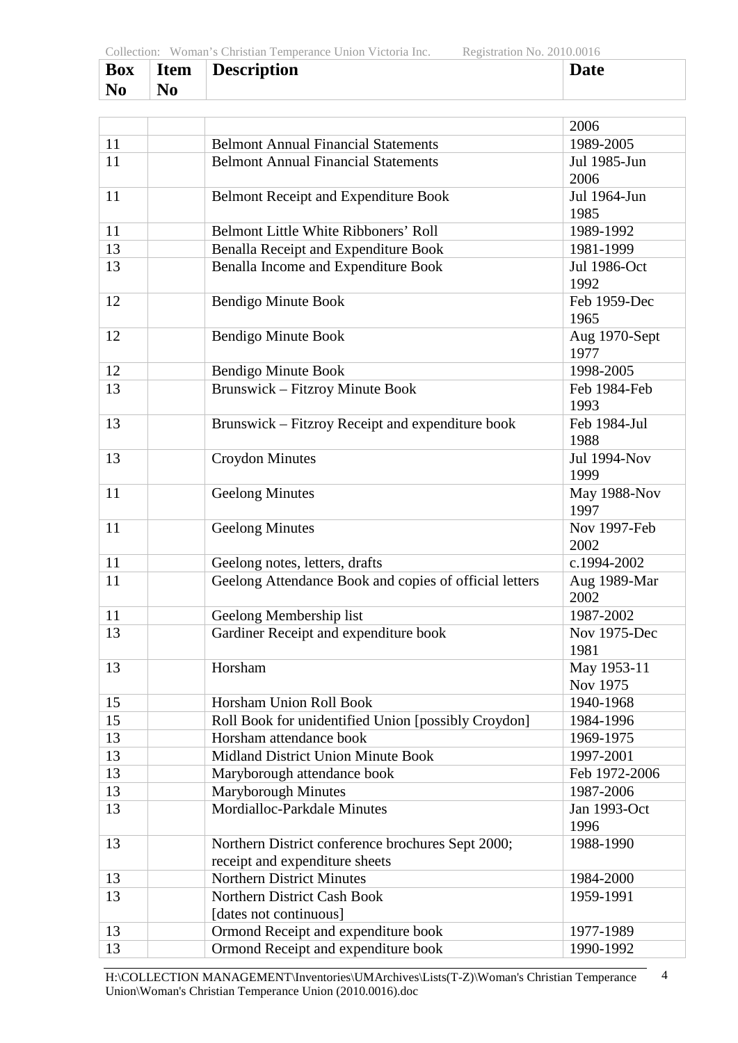| Box No | Item No | Description | Date |
|---|---|---|---|
| | | | 2006 |
| 11 | | Belmont Annual Financial Statements | 1989-2005 |
| 11 | | Belmont Annual Financial Statements | Jul 1985-Jun 2006 |
| 11 | | Belmont Receipt and Expenditure Book | Jul 1964-Jun 1985 |
| 11 | | Belmont Little White Ribboners' Roll | 1989-1992 |
| 13 | | Benalla Receipt and Expenditure Book | 1981-1999 |
| 13 | | Benalla Income and Expenditure Book | Jul 1986-Oct 1992 |
| 12 | | Bendigo Minute Book | Feb 1959-Dec 1965 |
| 12 | | Bendigo Minute Book | Aug 1970-Sept 1977 |
| 12 | | Bendigo Minute Book | 1998-2005 |
| 13 | | Brunswick – Fitzroy Minute Book | Feb 1984-Feb 1993 |
| 13 | | Brunswick – Fitzroy Receipt and expenditure book | Feb 1984-Jul 1988 |
| 13 | | Croydon Minutes | Jul 1994-Nov 1999 |
| 11 | | Geelong Minutes | May 1988-Nov 1997 |
| 11 | | Geelong Minutes | Nov 1997-Feb 2002 |
| 11 | | Geelong notes, letters, drafts | c.1994-2002 |
| 11 | | Geelong Attendance Book and copies of official letters | Aug 1989-Mar 2002 |
| 11 | | Geelong Membership list | 1987-2002 |
| 13 | | Gardiner Receipt and expenditure book | Nov 1975-Dec 1981 |
| 13 | | Horsham | May 1953-11 Nov 1975 |
| 15 | | Horsham Union Roll Book | 1940-1968 |
| 15 | | Roll Book for unidentified Union [possibly Croydon] | 1984-1996 |
| 13 | | Horsham attendance book | 1969-1975 |
| 13 | | Midland District Union Minute Book | 1997-2001 |
| 13 | | Maryborough attendance book | Feb 1972-2006 |
| 13 | | Maryborough Minutes | 1987-2006 |
| 13 | | Mordialloc-Parkdale Minutes | Jan 1993-Oct 1996 |
| 13 | | Northern District conference brochures Sept 2000; receipt and expenditure sheets | 1988-1990 |
| 13 | | Northern District Minutes | 1984-2000 |
| 13 | | Northern District Cash Book [dates not continuous] | 1959-1991 |
| 13 | | Ormond Receipt and expenditure book | 1977-1989 |
| 13 | | Ormond Receipt and expenditure book | 1990-1992 |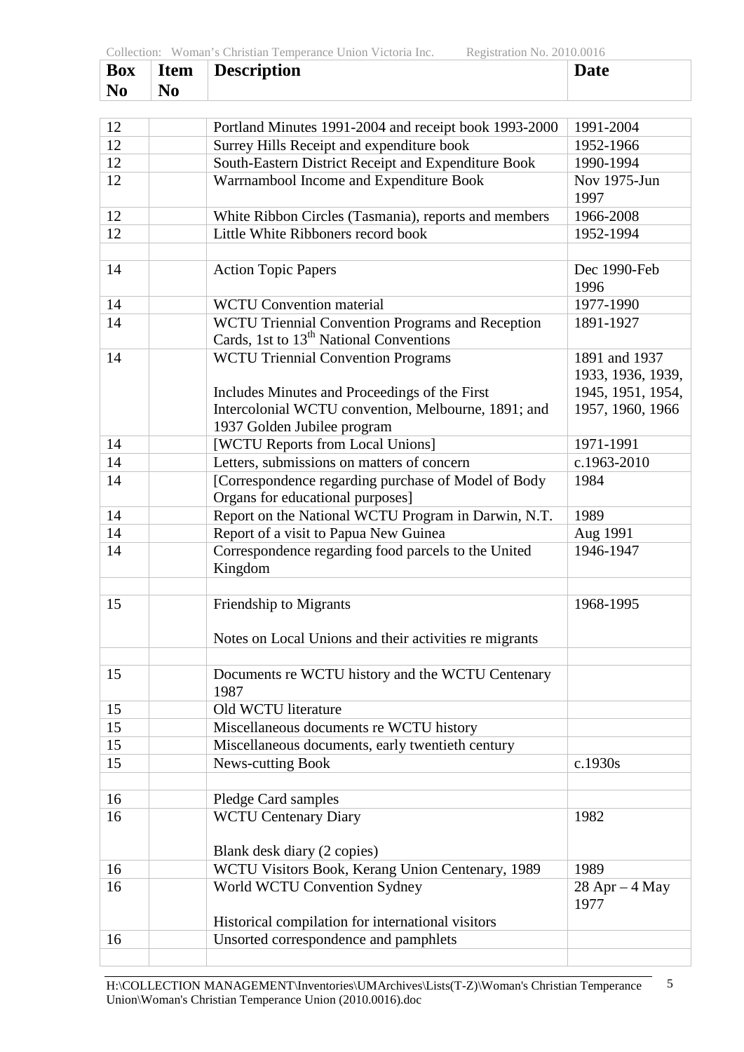| Box No | Item No | Description | Date |
|---|---|---|---|
| 12 | | Portland Minutes 1991-2004 and receipt book 1993-2000 | 1991-2004 |
| 12 | | Surrey Hills Receipt and expenditure book | 1952-1966 |
| 12 | | South-Eastern District Receipt and Expenditure Book | 1990-1994 |
| 12 | | Warrnambool Income and Expenditure Book | Nov 1975-Jun 1997 |
| 12 | | White Ribbon Circles (Tasmania), reports and members | 1966-2008 |
| 12 | | Little White Ribboners record book | 1952-1994 |
| | | | |
| 14 | | Action Topic Papers | Dec 1990-Feb 1996 |
| 14 | | WCTU Convention material | 1977-1990 |
| 14 | | WCTU Triennial Convention Programs and Reception Cards, 1st to 13th National Conventions | 1891-1927 |
| 14 | | WCTU Triennial Convention Programs<br><br>Includes Minutes and Proceedings of the First Intercolonial WCTU convention, Melbourne, 1891; and 1937 Golden Jubilee program | 1891 and 1937<br>1933, 1936, 1939, 1945, 1951, 1954, 1957, 1960, 1966 |
| 14 | | [WCTU Reports from Local Unions] | 1971-1991 |
| 14 | | Letters, submissions on matters of concern | c.1963-2010 |
| 14 | | [Correspondence regarding purchase of Model of Body Organs for educational purposes] | 1984 |
| 14 | | Report on the National WCTU Program in Darwin, N.T. | 1989 |
| 14 | | Report of a visit to Papua New Guinea | Aug 1991 |
| 14 | | Correspondence regarding food parcels to the United Kingdom | 1946-1947 |
| | | | |
| 15 | | Friendship to Migrants<br><br>Notes on Local Unions and their activities re migrants | 1968-1995 |
| | | | |
| 15 | | Documents re WCTU history and the WCTU Centenary 1987 | |
| 15 | | Old WCTU literature | |
| 15 | | Miscellaneous documents re WCTU history | |
| 15 | | Miscellaneous documents, early twentieth century | |
| 15 | | News-cutting Book | c.1930s |
| | | | |
| 16 | | Pledge Card samples | |
| 16 | | WCTU Centenary Diary<br><br>Blank desk diary (2 copies) | 1982 |
| 16 | | WCTU Visitors Book, Kerang Union Centenary, 1989 | 1989 |
| 16 | | World WCTU Convention Sydney<br><br>Historical compilation for international visitors | 28 Apr – 4 May 1977 |
| 16 | | Unsorted correspondence and pamphlets | |
| | | | |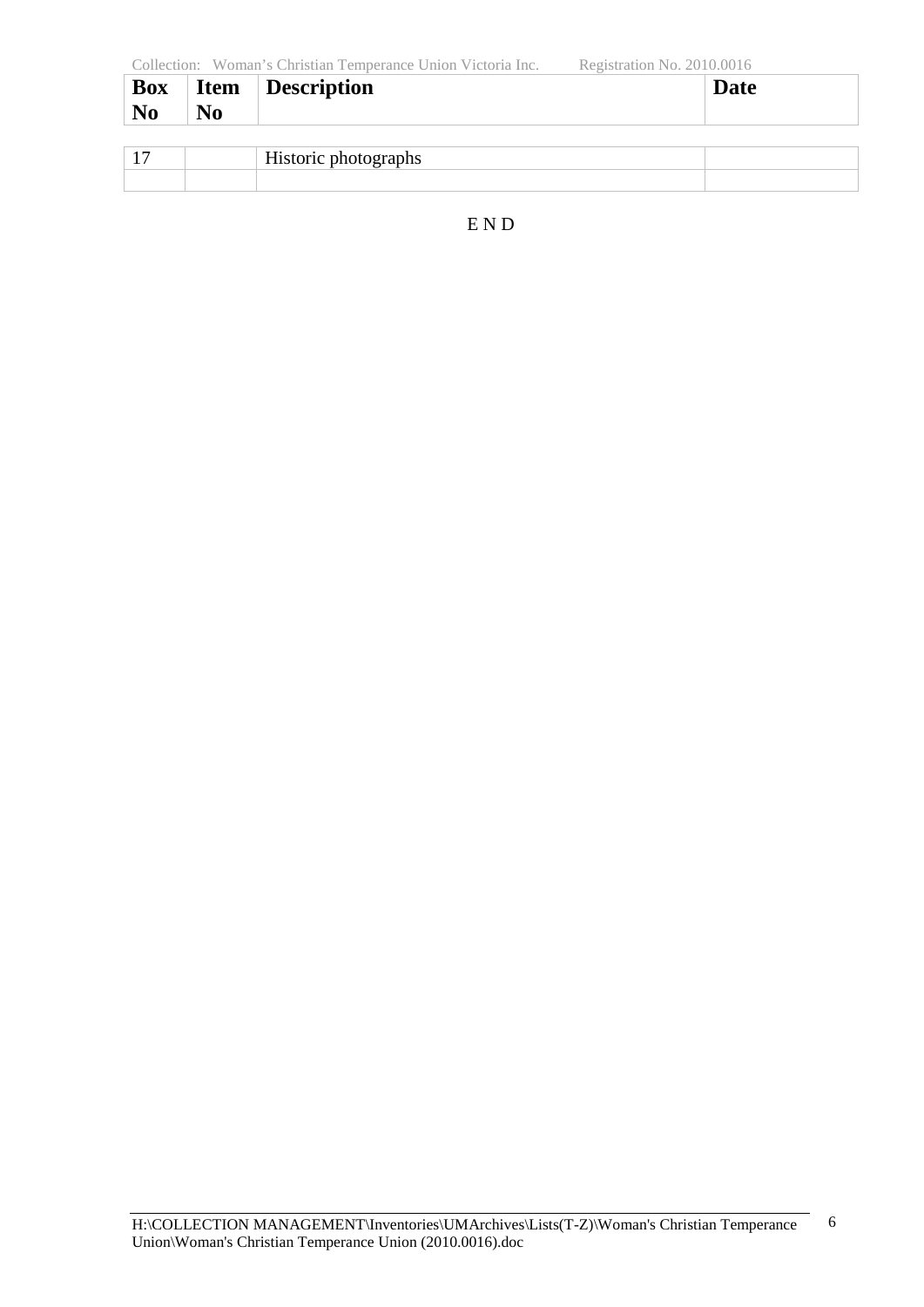| Box No | Item No | Description | Date |
| --- | --- | --- | --- |
| 17 | | Historic photographs | |
| | | | |

E N D